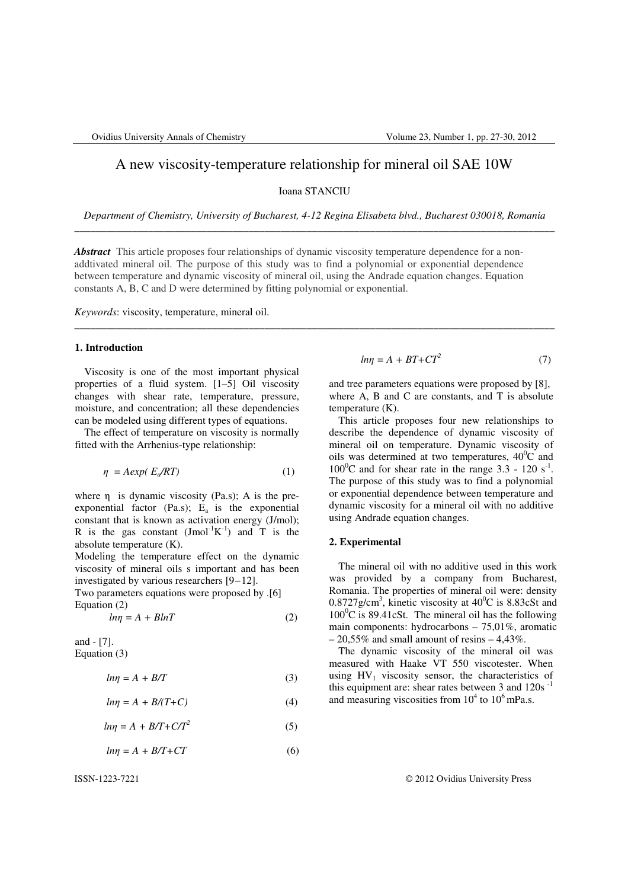# A new viscosity-temperature relationship for mineral oil SAE 10W

Ioana STANCIU

*Department of Chemistry, University of Bucharest, 4-12 Regina Elisabeta blvd., Bucharest 030018, Romania*

---

***Abstract*** This article proposes four relationships of dynamic viscosity temperature dependence for a non-addtivated mineral oil. The purpose of this study was to find a polynomial or exponential dependence between temperature and dynamic viscosity of mineral oil, using the Andrade equation changes. Equation constants A, B, C and D were determined by fitting polynomial or exponential.

*Keywords*: viscosity, temperature, mineral oil.

---

## 1. Introduction

Viscosity is one of the most important physical properties of a fluid system. [1–5] Oil viscosity changes with shear rate, temperature, pressure, moisture, and concentration; all these dependencies can be modeled using different types of equations.

The effect of temperature on viscosity is normally fitted with the Arrhenius-type relationship:

$$\eta = A\exp(E_a/RT) \quad (1)$$

where $\eta$ is dynamic viscosity (Pa.s); A is the pre-exponential factor (Pa.s); $E_a$ is the exponential constant that is known as activation energy (J/mol); R is the gas constant ($Jmol^{-1}K^{-1}$) and T is the absolute temperature (K).

Modeling the temperature effect on the dynamic viscosity of mineral oils s important and has been investigated by various researchers [9−12].

Two parameters equations were proposed by .[6] Equation (2)

$$\ln\eta = A + B\ln T \quad (2)$$

and - [7].
Equation (3)

$$\ln\eta = A + B/T \quad (3)$$

$$\ln\eta = A + B/(T+C) \quad (4)$$

$$\ln\eta = A + B/T + C/T^2 \quad (5)$$

$$\ln\eta = A + B/T + CT \quad (6)$$

$$\ln\eta = A + BT + CT^2 \quad (7)$$

and tree parameters equations were proposed by [8], where A, B and C are constants, and T is absolute temperature (K).

This article proposes four new relationships to describe the dependence of dynamic viscosity of mineral oil on temperature. Dynamic viscosity of oils was determined at two temperatures, $40^0$C and $100^0$C and for shear rate in the range 3.3 - 120 $s^{-1}$. The purpose of this study was to find a polynomial or exponential dependence between temperature and dynamic viscosity for a mineral oil with no additive using Andrade equation changes.

## 2. Experimental

The mineral oil with no additive used in this work was provided by a company from Bucharest, Romania. The properties of mineral oil were: density 0.8727g/cm$^3$, kinetic viscosity at $40^0$C is 8.83cSt and $100^0$C is 89.41cSt. The mineral oil has the following main components: hydrocarbons – 75,01%, aromatic – 20,55% and small amount of resins – 4,43%.

The dynamic viscosity of the mineral oil was measured with Haake VT 550 viscotester. When using $HV_1$ viscosity sensor, the characteristics of this equipment are: shear rates between 3 and 120s $^{-1}$ and measuring viscosities from $10^4$ to $10^6$ mPa.s.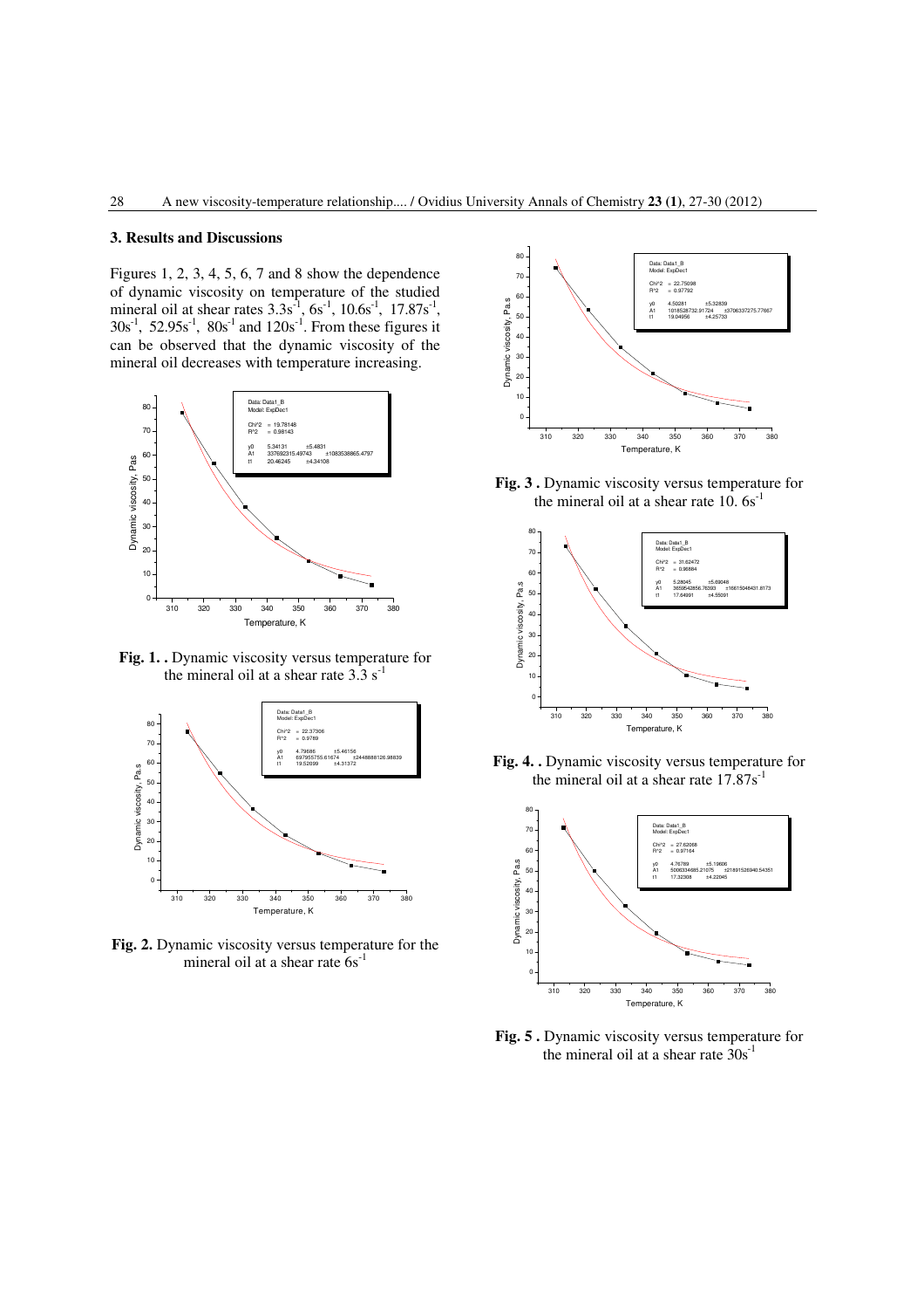### 3. Results and Discussions

Figures 1, 2, 3, 4, 5, 6, 7 and 8 show the dependence of dynamic viscosity on temperature of the studied mineral oil at shear rates $3.3s^{-1}$, $6s^{-1}$, $10.6s^{-1}$, $17.87s^{-1}$, $30s^{-1}$, $52.95s^{-1}$, $80s^{-1}$ and $120s^{-1}$. From these figures it can be observed that the dynamic viscosity of the mineral oil decreases with temperature increasing.

**Fig. 1.** . Dynamic viscosity versus temperature for the mineral oil at a shear rate $3.3\ s^{-1}$

**Fig. 2.** Dynamic viscosity versus temperature for the mineral oil at a shear rate $6s^{-1}$

**Fig. 3** . Dynamic viscosity versus temperature for the mineral oil at a shear rate $10.\ 6s^{-1}$

**Fig. 4.** . Dynamic viscosity versus temperature for the mineral oil at a shear rate $17.87s^{-1}$

**Fig. 5** . Dynamic viscosity versus temperature for the mineral oil at a shear rate $30s^{-1}$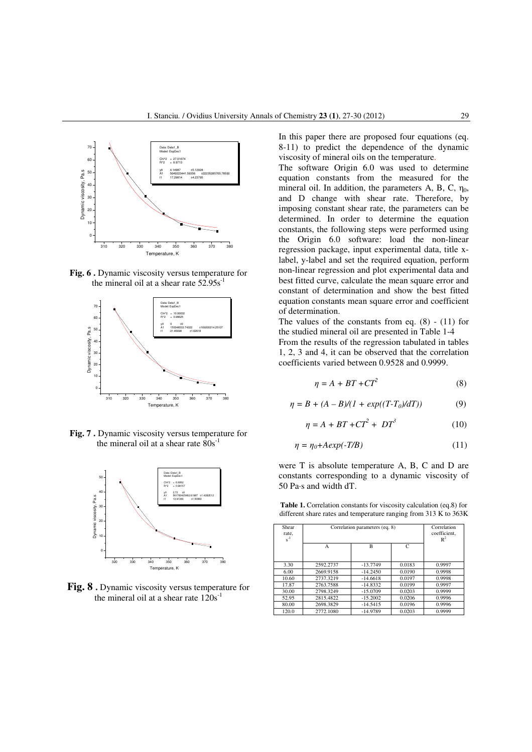Fig. 6 . Dynamic viscosity versus temperature for the mineral oil at a shear rate $52.95 s^{-1}$

Fig. 7 . Dynamic viscosity versus temperature for the mineral oil at a shear rate $80 s^{-1}$

Fig. 8 . Dynamic viscosity versus temperature for the mineral oil at a shear rate $120 s^{-1}$

In this paper there are proposed four equations (eq. 8-11) to predict the dependence of the dynamic viscosity of mineral oils on the temperature.

The software Origin 6.0 was used to determine equation constants from the measured for the mineral oil. In addition, the parameters A, B, C, $\eta_0$, and D change with shear rate. Therefore, by imposing constant shear rate, the parameters can be determined. In order to determine the equation constants, the following steps were performed using the Origin 6.0 software: load the non-linear regression package, input experimental data, title x-label, y-label and set the required equation, perform non-linear regression and plot experimental data and best fitted curve, calculate the mean square error and constant of determination and show the best fitted equation constants mean square error and coefficient of determination.

The values of the constants from eq. (8) - (11) for the studied mineral oil are presented in Table 1-4

From the results of the regression tabulated in tables 1, 2, 3 and 4, it can be observed that the correlation coefficients varied between 0.9528 and 0.9999.

$$\eta = A + BT + CT^2 \tag{8}$$

$$\eta = B + (A - B)/(1 + exp((T-T_0)/dT)) \tag{9}$$

$$\eta = A + BT + CT^2 + DT^3 \tag{10}$$

$$\eta = \eta_0 + Aexp(-T/B) \tag{11}$$

were T is absolute temperature A, B, C and D are constants corresponding to a dynamic viscosity of 50 Pa·s and width dT.

**Table 1.** Correlation constants for viscosity calculation (eq.8) for different share rates and temperature ranging from 313 K to 363K

| Shear rate, $s^{-1}$ | Correlation parameters (eq. 8) | | | Correlation coefficient, $R^2$ |
|---|---|---|---|---|
| | A | B | C | |
| 3.30 | 2592.2737 | -13.7749 | 0.0183 | 0.9997 |
| 6.00 | 2669.9158 | -14.2450 | 0.0190 | 0.9998 |
| 10.60 | 2737.3219 | -14.6618 | 0.0197 | 0.9998 |
| 17.87 | 2763.7588 | -14.8332 | 0.0199 | 0.9997 |
| 30.00 | 2798.3249 | -15.0709 | 0.0203 | 0.9999 |
| 52.95 | 2815.4822 | -15.2002 | 0.0206 | 0.9996 |
| 80.00 | 2698.3829 | -14.5415 | 0.0196 | 0.9996 |
| 120.0 | 2772.1080 | -14.9789 | 0.0203 | 0.9999 |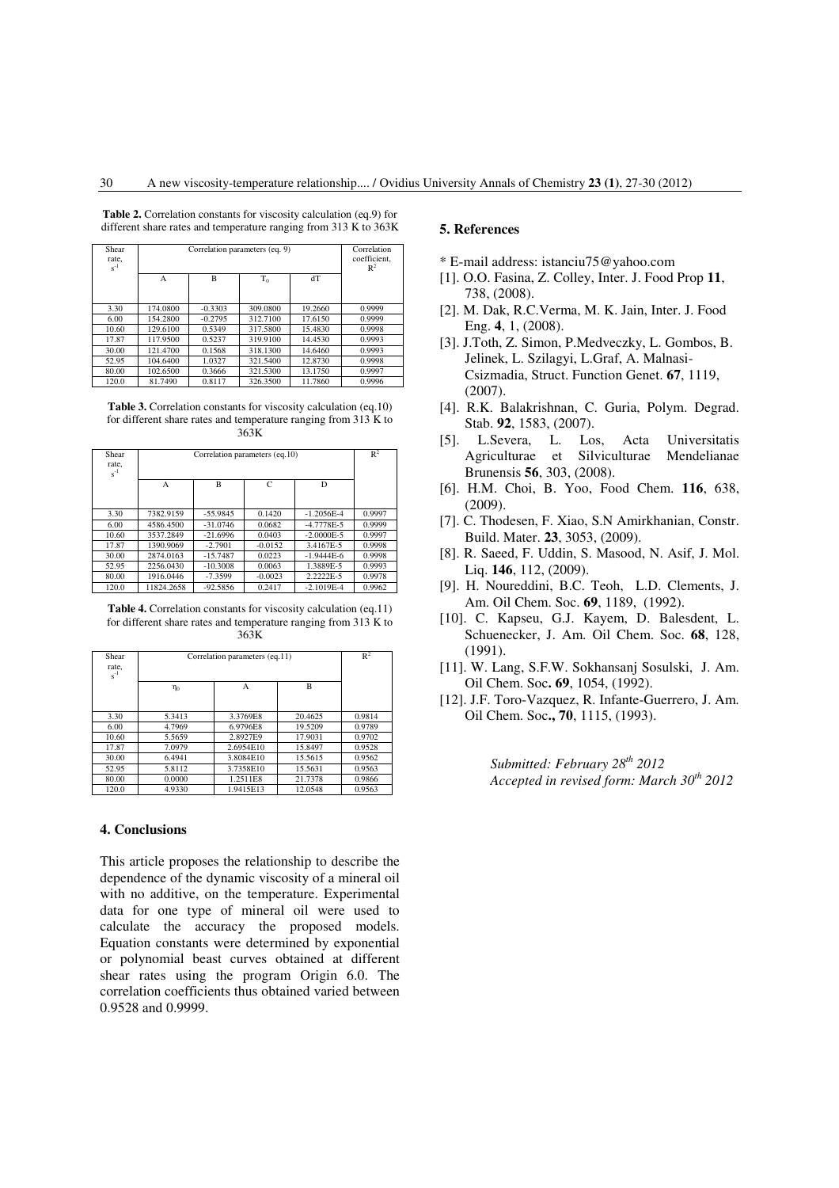**Table 2.** Correlation constants for viscosity calculation (eq.9) for different share rates and temperature ranging from 313 K to 363K

| Shear rate, $s^{-1}$ | Correlation parameters (eq. 9) | | | | Correlation coefficient, $R^2$ |
|---|---|---|---|---|---|
| | A | B | $T_0$ | dT | |
| 3.30 | 174.0800 | -0.3303 | 309.0800 | 19.2660 | 0.9999 |
| 6.00 | 154.2800 | -0.2795 | 312.7100 | 17.6150 | 0.9999 |
| 10.60 | 129.6100 | 0.5349 | 317.5800 | 15.4830 | 0.9998 |
| 17.87 | 117.9500 | 0.5237 | 319.9100 | 14.4530 | 0.9993 |
| 30.00 | 121.4700 | 0.1568 | 318.1300 | 14.6460 | 0.9993 |
| 52.95 | 104.6400 | 1.0327 | 321.5400 | 12.8730 | 0.9998 |
| 80.00 | 102.6500 | 0.3666 | 321.5300 | 13.1750 | 0.9997 |
| 120.0 | 81.7490 | 0.8117 | 326.3500 | 11.7860 | 0.9996 |

**Table 3.** Correlation constants for viscosity calculation (eq.10) for different share rates and temperature ranging from 313 K to 363K

| Shear rate, $s^{-1}$ | Correlation parameters (eq.10) | | | | $R^2$ |
|---|---|---|---|---|---|
| | A | B | C | D | |
| 3.30 | 7382.9159 | -55.9845 | 0.1420 | -1.2056E-4 | 0.9997 |
| 6.00 | 4586.4500 | -31.0746 | 0.0682 | -4.7778E-5 | 0.9999 |
| 10.60 | 3537.2849 | -21.6996 | 0.0403 | -2.0000E-5 | 0.9997 |
| 17.87 | 1390.9069 | -2.7901 | -0.0152 | 3.4167E-5 | 0.9998 |
| 30.00 | 2874.0163 | -15.7487 | 0.0223 | -1.9444E-6 | 0.9998 |
| 52.95 | 2256.0430 | -10.3008 | 0.0063 | 1.3889E-5 | 0.9993 |
| 80.00 | 1916.0446 | -7.3599 | -0.0023 | 2.2222E-5 | 0.9978 |
| 120.0 | 11824.2658 | -92.5856 | 0.2417 | -2.1019E-4 | 0.9962 |

**Table 4.** Correlation constants for viscosity calculation (eq.11) for different share rates and temperature ranging from 313 K to 363K

| Shear rate, $s^{-1}$ | Correlation parameters (eq.11) | | | $R^2$ |
|---|---|---|---|---|
| | $\eta_0$ | A | B | |
| 3.30 | 5.3413 | 3.3769E8 | 20.4625 | 0.9814 |
| 6.00 | 4.7969 | 6.9796E8 | 19.5209 | 0.9789 |
| 10.60 | 5.5659 | 2.8927E9 | 17.9031 | 0.9702 |
| 17.87 | 7.0979 | 2.6954E10 | 15.8497 | 0.9528 |
| 30.00 | 6.4941 | 3.8084E10 | 15.5615 | 0.9562 |
| 52.95 | 5.8112 | 3.7358E10 | 15.5631 | 0.9563 |
| 80.00 | 0.0000 | 1.2511E8 | 21.7378 | 0.9866 |
| 120.0 | 4.9330 | 1.9415E13 | 12.0548 | 0.9563 |

## 4. Conclusions

This article proposes the relationship to describe the dependence of the dynamic viscosity of a mineral oil with no additive, on the temperature. Experimental data for one type of mineral oil were used to calculate the accuracy the proposed models. Equation constants were determined by exponential or polynomial beast curves obtained at different shear rates using the program Origin 6.0. The correlation coefficients thus obtained varied between 0.9528 and 0.9999.

## 5. References

\* E-mail address: istanciu75@yahoo.com

[1]. O.O. Fasina, Z. Colley, Inter. J. Food Prop **11**, 738, (2008).

[2]. M. Dak, R.C.Verma, M. K. Jain, Inter. J. Food Eng. **4**, 1, (2008).

[3]. J.Toth, Z. Simon, P.Medveczky, L. Gombos, B. Jelinek, L. Szilagyi, L.Graf, A. Malnasi-Csizmadia, Struct. Function Genet. **67**, 1119, (2007).

[4]. R.K. Balakrishnan, C. Guria, Polym. Degrad. Stab. **92**, 1583, (2007).

[5]. L.Severa, L. Los, Acta Universitatis Agriculturae et Silviculturae Mendelianae Brunensis **56**, 303, (2008).

[6]. H.M. Choi, B. Yoo, Food Chem. **116**, 638, (2009).

[7]. C. Thodesen, F. Xiao, S.N Amirkhanian, Constr. Build. Mater. **23**, 3053, (2009).

[8]. R. Saeed, F. Uddin, S. Masood, N. Asif, J. Mol. Liq. **146**, 112, (2009).

[9]. H. Noureddini, B.C. Teoh, L.D. Clements, J. Am. Oil Chem. Soc. **69**, 1189, (1992).

[10]. C. Kapseu, G.J. Kayem, D. Balesdent, L. Schuenecker, J. Am. Oil Chem. Soc. **68**, 128, (1991).

[11]. W. Lang, S.F.W. Sokhansanj Sosulski, J. Am. Oil Chem. Soc**. 69**, 1054, (1992).

[12]. J.F. Toro-Vazquez, R. Infante-Guerrero, J. Am. Oil Chem. Soc**., 70**, 1115, (1993).

*Submitted: February 28th 2012*
*Accepted in revised form: March 30th 2012*